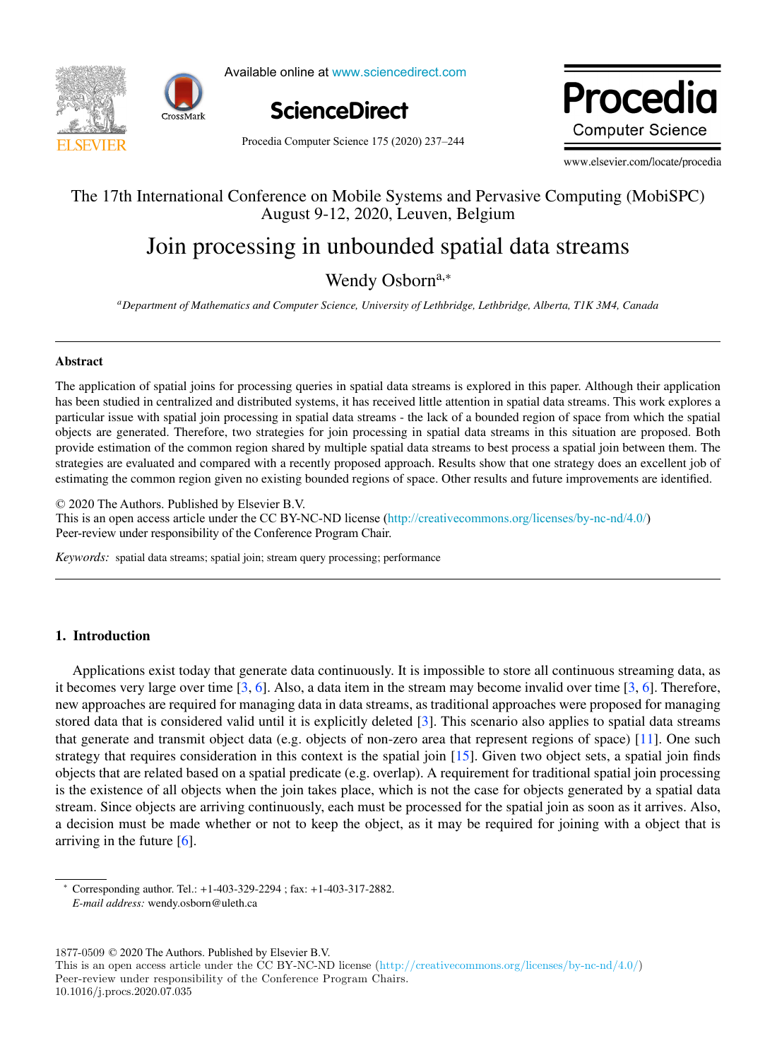The 17th International Conference on Mobile Systems and Pervasive Computing (MobiSPC)
August 9-12, 2020, Leuven, Belgium

# Join processing in unbounded spatial data streams

Wendy Osborn[a,*]

[a] *Department of Mathematics and Computer Science, University of Lethbridge, Lethbridge, Alberta, T1K 3M4, Canada*

---

**Abstract**

The application of spatial joins for processing queries in spatial data streams is explored in this paper. Although their application has been studied in centralized and distributed systems, it has received little attention in spatial data streams. This work explores a particular issue with spatial join processing in spatial data streams - the lack of a bounded region of space from which the spatial objects are generated. Therefore, two strategies for join processing in spatial data streams in this situation are proposed. Both provide estimation of the common region shared by multiple spatial data streams to best process a spatial join between them. The strategies are evaluated and compared with a recently proposed approach. Results show that one strategy does an excellent job of estimating the common region given no existing bounded regions of space. Other results and future improvements are identified.

© 2020 The Authors. Published by Elsevier B.V.
This is an open access article under the CC BY-NC-ND license (http://creativecommons.org/licenses/by-nc-nd/4.0/)
Peer-review under responsibility of the Conference Program Chair.

*Keywords:* spatial data streams; spatial join; stream query processing; performance

---

## 1. Introduction

Applications exist today that generate data continuously. It is impossible to store all continuous streaming data, as it becomes very large over time [3, 6]. Also, a data item in the stream may become invalid over time [3, 6]. Therefore, new approaches are required for managing data in data streams, as traditional approaches were proposed for managing stored data that is considered valid until it is explicitly deleted [3]. This scenario also applies to spatial data streams that generate and transmit object data (e.g. objects of non-zero area that represent regions of space) [11]. One such strategy that requires consideration in this context is the spatial join [15]. Given two object sets, a spatial join finds objects that are related based on a spatial predicate (e.g. overlap). A requirement for traditional spatial join processing is the existence of all objects when the join takes place, which is not the case for objects generated by a spatial data stream. Since objects are arriving continuously, each must be processed for the spatial join as soon as it arrives. Also, a decision must be made whether or not to keep the object, as it may be required for joining with a object that is arriving in the future [6].

---

[*] Corresponding author. Tel.: +1-403-329-2294 ; fax: +1-403-317-2882.
*E-mail address:* wendy.osborn@uleth.ca

1877-0509 © 2020 The Authors. Published by Elsevier B.V.
This is an open access article under the CC BY-NC-ND license (http://creativecommons.org/licenses/by-nc-nd/4.0/)
Peer-review under responsibility of the Conference Program Chairs.
10.1016/j.procs.2020.07.035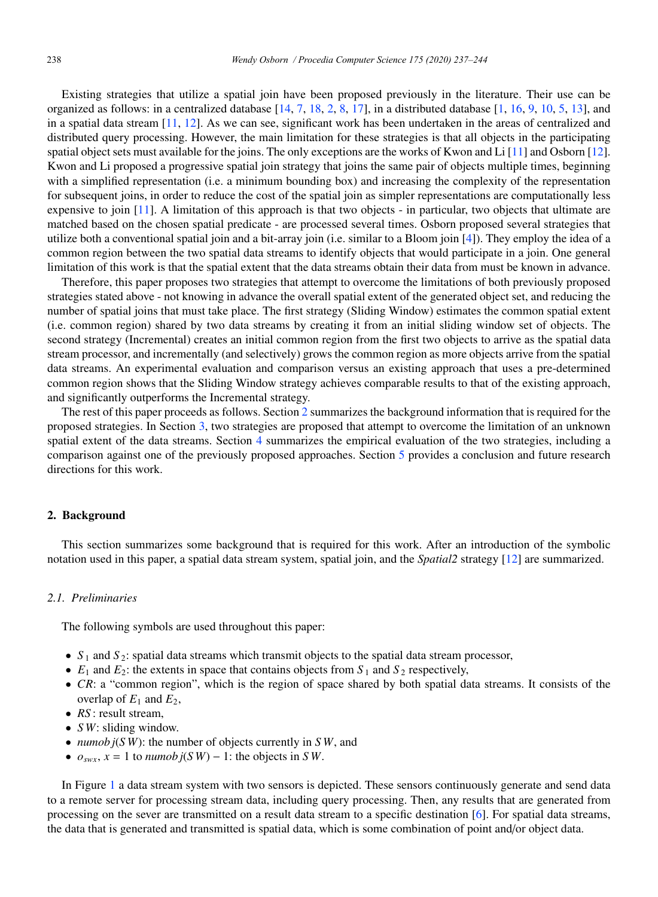Existing strategies that utilize a spatial join have been proposed previously in the literature. Their use can be organized as follows: in a centralized database [14, 7, 18, 2, 8, 17], in a distributed database [1, 16, 9, 10, 5, 13], and in a spatial data stream [11, 12]. As we can see, significant work has been undertaken in the areas of centralized and distributed query processing. However, the main limitation for these strategies is that all objects in the participating spatial object sets must available for the joins. The only exceptions are the works of Kwon and Li [11] and Osborn [12]. Kwon and Li proposed a progressive spatial join strategy that joins the same pair of objects multiple times, beginning with a simplified representation (i.e. a minimum bounding box) and increasing the complexity of the representation for subsequent joins, in order to reduce the cost of the spatial join as simpler representations are computationally less expensive to join [11]. A limitation of this approach is that two objects - in particular, two objects that ultimate are matched based on the chosen spatial predicate - are processed several times. Osborn proposed several strategies that utilize both a conventional spatial join and a bit-array join (i.e. similar to a Bloom join [4]). They employ the idea of a common region between the two spatial data streams to identify objects that would participate in a join. One general limitation of this work is that the spatial extent that the data streams obtain their data from must be known in advance.

Therefore, this paper proposes two strategies that attempt to overcome the limitations of both previously proposed strategies stated above - not knowing in advance the overall spatial extent of the generated object set, and reducing the number of spatial joins that must take place. The first strategy (Sliding Window) estimates the common spatial extent (i.e. common region) shared by two data streams by creating it from an initial sliding window set of objects. The second strategy (Incremental) creates an initial common region from the first two objects to arrive as the spatial data stream processor, and incrementally (and selectively) grows the common region as more objects arrive from the spatial data streams. An experimental evaluation and comparison versus an existing approach that uses a pre-determined common region shows that the Sliding Window strategy achieves comparable results to that of the existing approach, and significantly outperforms the Incremental strategy.

The rest of this paper proceeds as follows. Section 2 summarizes the background information that is required for the proposed strategies. In Section 3, two strategies are proposed that attempt to overcome the limitation of an unknown spatial extent of the data streams. Section 4 summarizes the empirical evaluation of the two strategies, including a comparison against one of the previously proposed approaches. Section 5 provides a conclusion and future research directions for this work.

## 2. Background

This section summarizes some background that is required for this work. After an introduction of the symbolic notation used in this paper, a spatial data stream system, spatial join, and the *Spatial2* strategy [12] are summarized.

### 2.1. Preliminaries

The following symbols are used throughout this paper:

- $S_1$ and $S_2$: spatial data streams which transmit objects to the spatial data stream processor,
- $E_1$ and $E_2$: the extents in space that contains objects from $S_1$ and $S_2$ respectively,
- $CR$: a "common region", which is the region of space shared by both spatial data streams. It consists of the overlap of $E_1$ and $E_2$,
- $RS$: result stream,
- $SW$: sliding window.
- $numobj(SW)$: the number of objects currently in $SW$, and
- $o_{swx}$, $x = 1$ to $numobj(SW) - 1$: the objects in $SW$.

In Figure 1 a data stream system with two sensors is depicted. These sensors continuously generate and send data to a remote server for processing stream data, including query processing. Then, any results that are generated from processing on the sever are transmitted on a result data stream to a specific destination [6]. For spatial data streams, the data that is generated and transmitted is spatial data, which is some combination of point and/or object data.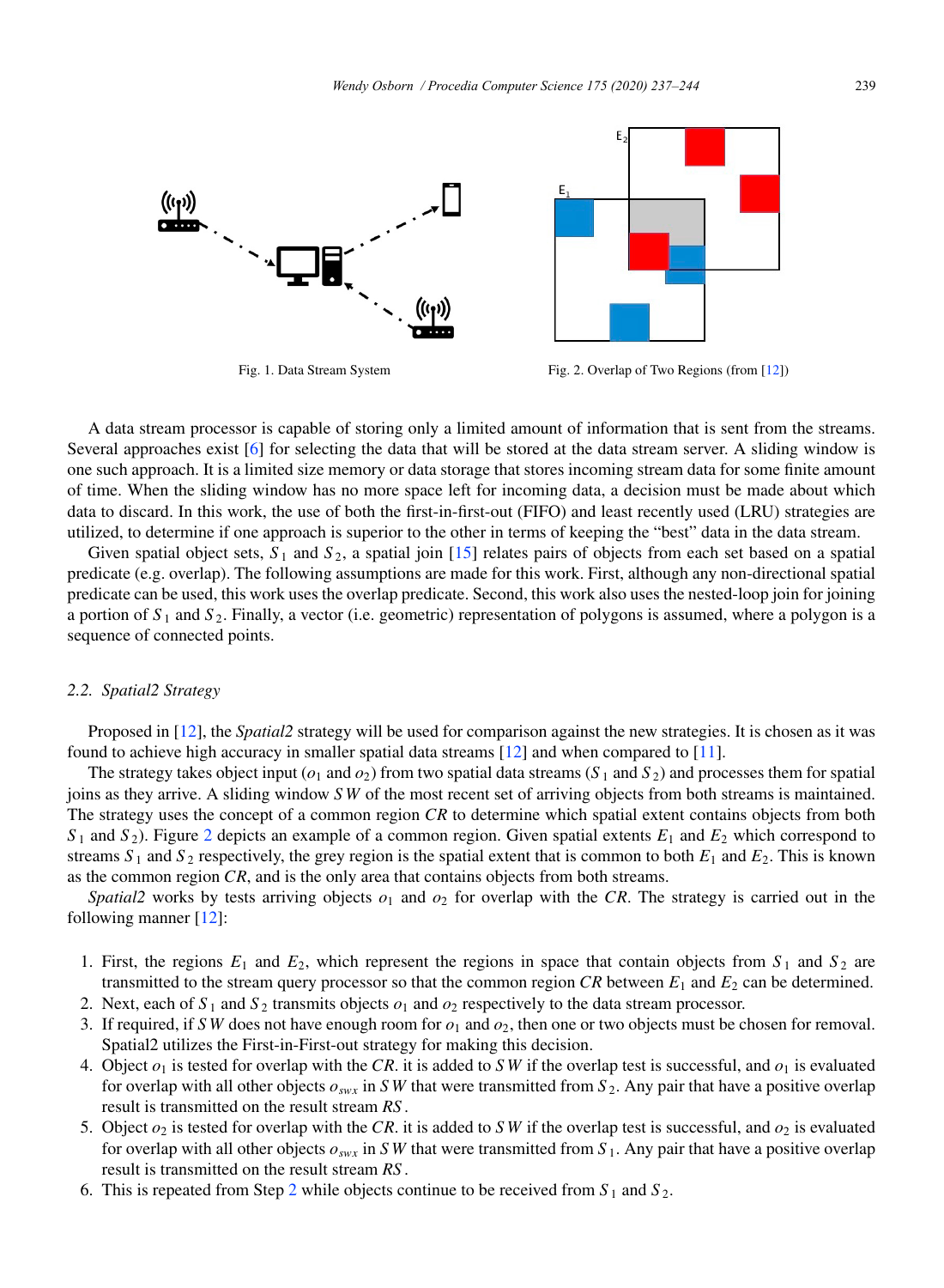Fig. 1. Data Stream System

Fig. 2. Overlap of Two Regions (from [12])

A data stream processor is capable of storing only a limited amount of information that is sent from the streams. Several approaches exist [6] for selecting the data that will be stored at the data stream server. A sliding window is one such approach. It is a limited size memory or data storage that stores incoming stream data for some finite amount of time. When the sliding window has no more space left for incoming data, a decision must be made about which data to discard. In this work, the use of both the first-in-first-out (FIFO) and least recently used (LRU) strategies are utilized, to determine if one approach is superior to the other in terms of keeping the "best" data in the data stream.

Given spatial object sets, $S_1$ and $S_2$, a spatial join [15] relates pairs of objects from each set based on a spatial predicate (e.g. overlap). The following assumptions are made for this work. First, although any non-directional spatial predicate can be used, this work uses the overlap predicate. Second, this work also uses the nested-loop join for joining a portion of $S_1$ and $S_2$. Finally, a vector (i.e. geometric) representation of polygons is assumed, where a polygon is a sequence of connected points.

### 2.2. Spatial2 Strategy

Proposed in [12], the *Spatial2* strategy will be used for comparison against the new strategies. It is chosen as it was found to achieve high accuracy in smaller spatial data streams [12] and when compared to [11].

The strategy takes object input ($o_1$ and $o_2$) from two spatial data streams ($S_1$ and $S_2$) and processes them for spatial joins as they arrive. A sliding window $SW$ of the most recent set of arriving objects from both streams is maintained. The strategy uses the concept of a common region *CR* to determine which spatial extent contains objects from both $S_1$ and $S_2$). Figure 2 depicts an example of a common region. Given spatial extents $E_1$ and $E_2$ which correspond to streams $S_1$ and $S_2$ respectively, the grey region is the spatial extent that is common to both $E_1$ and $E_2$. This is known as the common region *CR*, and is the only area that contains objects from both streams.

*Spatial2* works by tests arriving objects $o_1$ and $o_2$ for overlap with the *CR*. The strategy is carried out in the following manner [12]:

1. First, the regions $E_1$ and $E_2$, which represent the regions in space that contain objects from $S_1$ and $S_2$ are transmitted to the stream query processor so that the common region *CR* between $E_1$ and $E_2$ can be determined.
2. Next, each of $S_1$ and $S_2$ transmits objects $o_1$ and $o_2$ respectively to the data stream processor.
3. If required, if $SW$ does not have enough room for $o_1$ and $o_2$, then one or two objects must be chosen for removal. Spatial2 utilizes the First-in-First-out strategy for making this decision.
4. Object $o_1$ is tested for overlap with the *CR*. it is added to $SW$ if the overlap test is successful, and $o_1$ is evaluated for overlap with all other objects $o_{swx}$ in $SW$ that were transmitted from $S_2$. Any pair that have a positive overlap result is transmitted on the result stream *RS*.
5. Object $o_2$ is tested for overlap with the *CR*. it is added to $SW$ if the overlap test is successful, and $o_2$ is evaluated for overlap with all other objects $o_{swx}$ in $SW$ that were transmitted from $S_1$. Any pair that have a positive overlap result is transmitted on the result stream *RS*.
6. This is repeated from Step 2 while objects continue to be received from $S_1$ and $S_2$.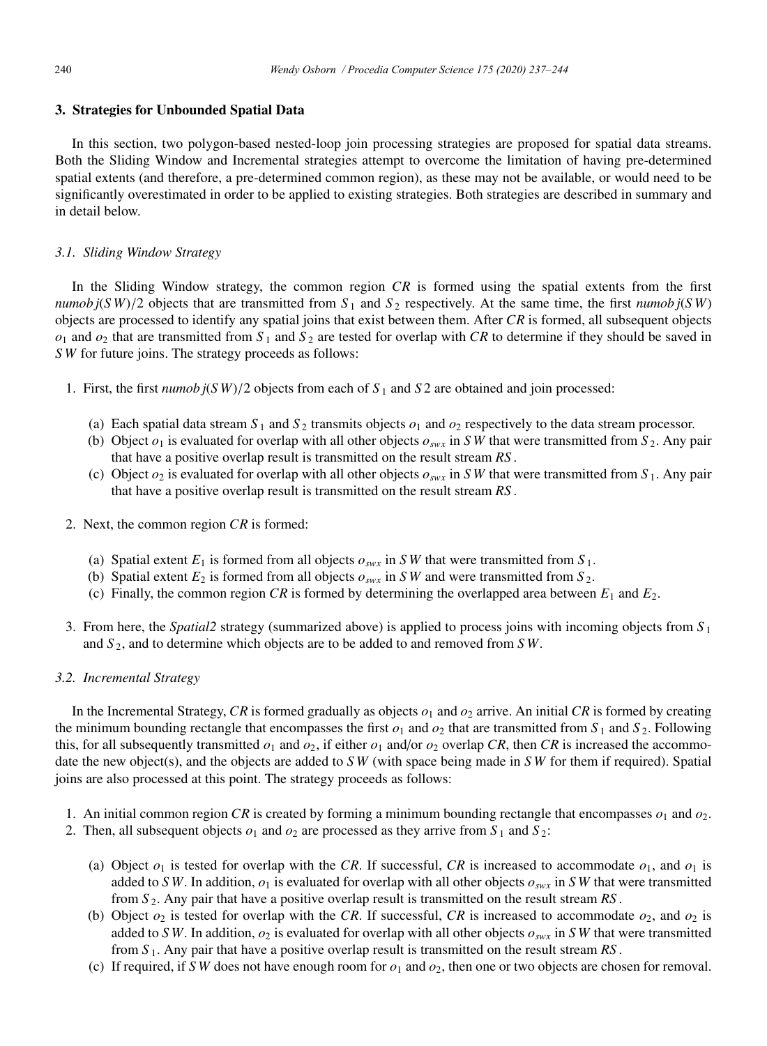## 3. Strategies for Unbounded Spatial Data

In this section, two polygon-based nested-loop join processing strategies are proposed for spatial data streams. Both the Sliding Window and Incremental strategies attempt to overcome the limitation of having pre-determined spatial extents (and therefore, a pre-determined common region), as these may not be available, or would need to be significantly overestimated in order to be applied to existing strategies. Both strategies are described in summary and in detail below.

### 3.1. Sliding Window Strategy

In the Sliding Window strategy, the common region *CR* is formed using the spatial extents from the first $numobj(SW)/2$ objects that are transmitted from $S_1$ and $S_2$ respectively. At the same time, the first $numobj(SW)$ objects are processed to identify any spatial joins that exist between them. After *CR* is formed, all subsequent objects $o_1$ and $o_2$ that are transmitted from $S_1$ and $S_2$ are tested for overlap with *CR* to determine if they should be saved in $SW$ for future joins. The strategy proceeds as follows:

1. First, the first $numobj(SW)/2$ objects from each of $S_1$ and $S2$ are obtained and join processed:
   (a) Each spatial data stream $S_1$ and $S_2$ transmits objects $o_1$ and $o_2$ respectively to the data stream processor.
   (b) Object $o_1$ is evaluated for overlap with all other objects $o_{swx}$ in $SW$ that were transmitted from $S_2$. Any pair that have a positive overlap result is transmitted on the result stream $RS$.
   (c) Object $o_2$ is evaluated for overlap with all other objects $o_{swx}$ in $SW$ that were transmitted from $S_1$. Any pair that have a positive overlap result is transmitted on the result stream $RS$.
2. Next, the common region *CR* is formed:
   (a) Spatial extent $E_1$ is formed from all objects $o_{swx}$ in $SW$ that were transmitted from $S_1$.
   (b) Spatial extent $E_2$ is formed from all objects $o_{swx}$ in $SW$ and were transmitted from $S_2$.
   (c) Finally, the common region *CR* is formed by determining the overlapped area between $E_1$ and $E_2$.
3. From here, the *Spatial2* strategy (summarized above) is applied to process joins with incoming objects from $S_1$ and $S_2$, and to determine which objects are to be added to and removed from $SW$.

### 3.2. Incremental Strategy

In the Incremental Strategy, *CR* is formed gradually as objects $o_1$ and $o_2$ arrive. An initial *CR* is formed by creating the minimum bounding rectangle that encompasses the first $o_1$ and $o_2$ that are transmitted from $S_1$ and $S_2$. Following this, for all subsequently transmitted $o_1$ and $o_2$, if either $o_1$ and/or $o_2$ overlap *CR*, then *CR* is increased the accommodate the new object(s), and the objects are added to $SW$ (with space being made in $SW$ for them if required). Spatial joins are also processed at this point. The strategy proceeds as follows:

1. An initial common region *CR* is created by forming a minimum bounding rectangle that encompasses $o_1$ and $o_2$.
2. Then, all subsequent objects $o_1$ and $o_2$ are processed as they arrive from $S_1$ and $S_2$:
   (a) Object $o_1$ is tested for overlap with the *CR*. If successful, *CR* is increased to accommodate $o_1$, and $o_1$ is added to $SW$. In addition, $o_1$ is evaluated for overlap with all other objects $o_{swx}$ in $SW$ that were transmitted from $S_2$. Any pair that have a positive overlap result is transmitted on the result stream $RS$.
   (b) Object $o_2$ is tested for overlap with the *CR*. If successful, *CR* is increased to accommodate $o_2$, and $o_2$ is added to $SW$. In addition, $o_2$ is evaluated for overlap with all other objects $o_{swx}$ in $SW$ that were transmitted from $S_1$. Any pair that have a positive overlap result is transmitted on the result stream $RS$.
   (c) If required, if $SW$ does not have enough room for $o_1$ and $o_2$, then one or two objects are chosen for removal.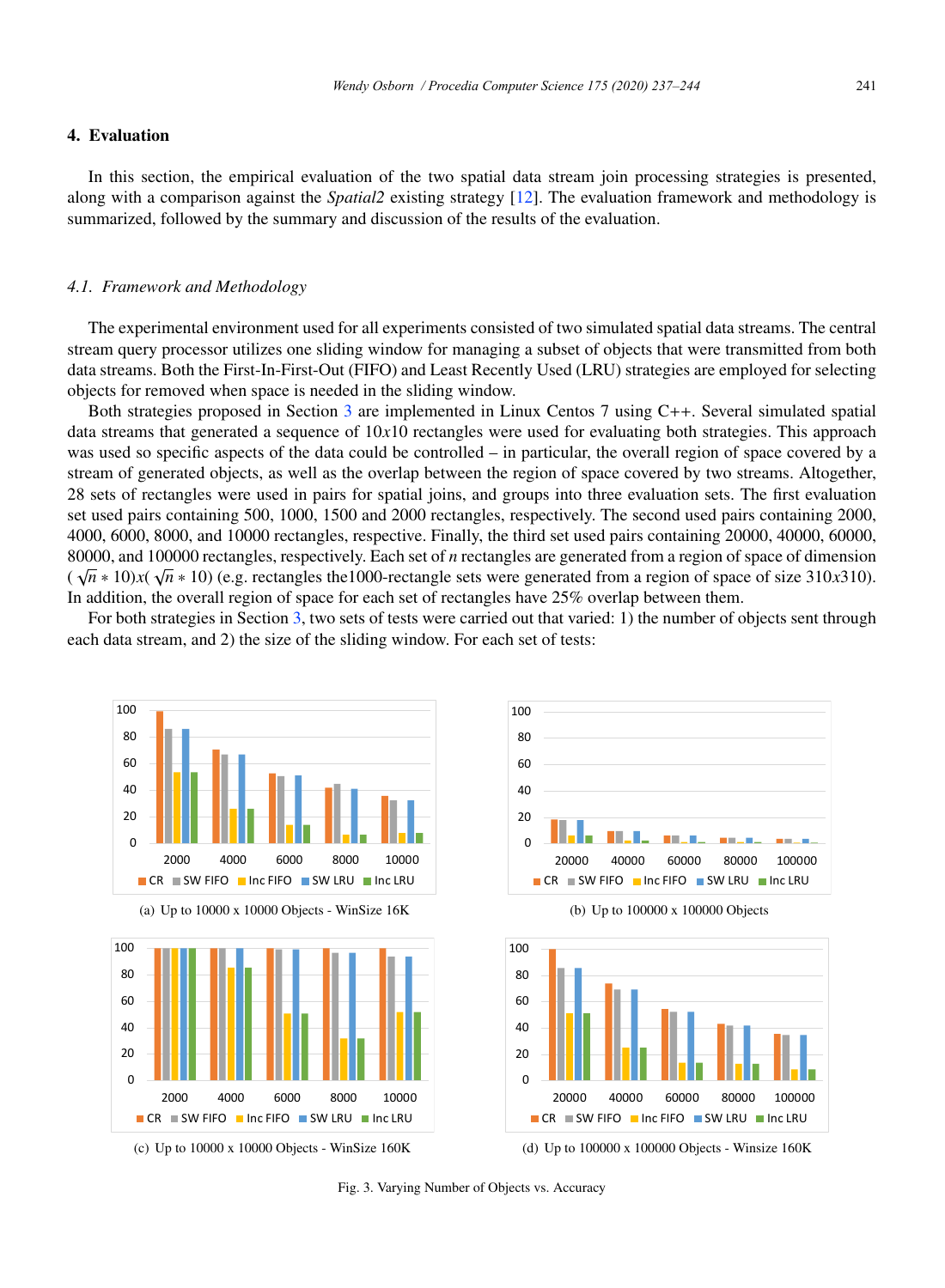## 4. Evaluation

In this section, the empirical evaluation of the two spatial data stream join processing strategies is presented, along with a comparison against the *Spatial2* existing strategy [12]. The evaluation framework and methodology is summarized, followed by the summary and discussion of the results of the evaluation.

### 4.1. Framework and Methodology

The experimental environment used for all experiments consisted of two simulated spatial data streams. The central stream query processor utilizes one sliding window for managing a subset of objects that were transmitted from both data streams. Both the First-In-First-Out (FIFO) and Least Recently Used (LRU) strategies are employed for selecting objects for removed when space is needed in the sliding window.

Both strategies proposed in Section 3 are implemented in Linux Centos 7 using C++. Several simulated spatial data streams that generated a sequence of $10x10$ rectangles were used for evaluating both strategies. This approach was used so specific aspects of the data could be controlled – in particular, the overall region of space covered by a stream of generated objects, as well as the overlap between the region of space covered by two streams. Altogether, 28 sets of rectangles were used in pairs for spatial joins, and groups into three evaluation sets. The first evaluation set used pairs containing 500, 1000, 1500 and 2000 rectangles, respectively. The second used pairs containing 2000, 4000, 6000, 8000, and 10000 rectangles, respective. Finally, the third set used pairs containing 20000, 40000, 60000, 80000, and 100000 rectangles, respectively. Each set of $n$ rectangles are generated from a region of space of dimension $(\sqrt{n} * 10)x(\sqrt{n} * 10)$ (e.g. rectangles the1000-rectangle sets were generated from a region of space of size $310x310$). In addition, the overall region of space for each set of rectangles have 25% overlap between them.

For both strategies in Section 3, two sets of tests were carried out that varied: 1) the number of objects sent through each data stream, and 2) the size of the sliding window. For each set of tests:

(a) Up to 10000 x 10000 Objects - WinSize 16K

(b) Up to 100000 x 100000 Objects

(c) Up to 10000 x 10000 Objects - WinSize 160K

(d) Up to 100000 x 100000 Objects - Winsize 160K

Fig. 3. Varying Number of Objects vs. Accuracy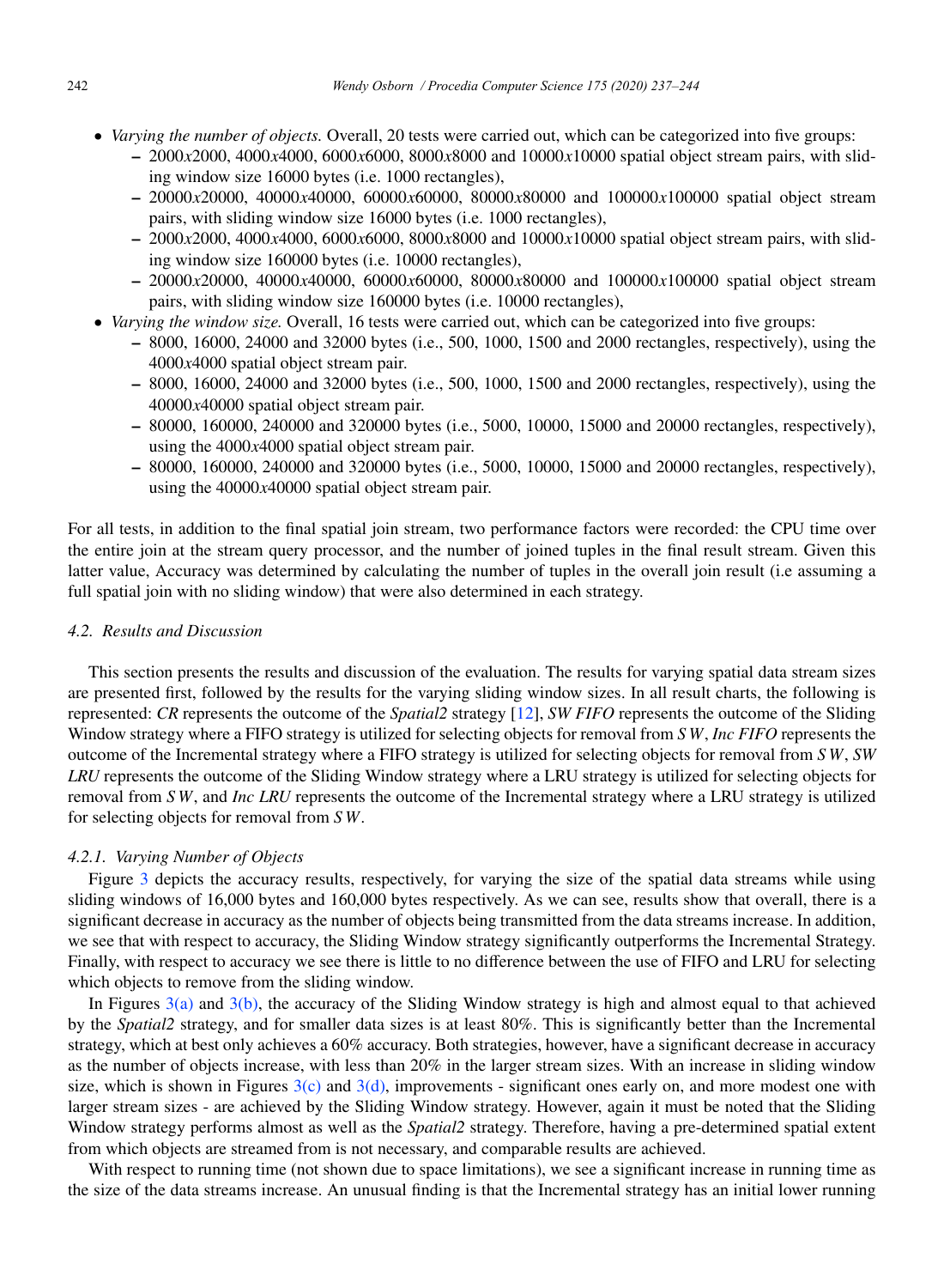- *Varying the number of objects.* Overall, 20 tests were carried out, which can be categorized into five groups:
  - 2000*x*2000, 4000*x*4000, 6000*x*6000, 8000*x*8000 and 10000*x*10000 spatial object stream pairs, with sliding window size 16000 bytes (i.e. 1000 rectangles),
  - 20000*x*20000, 40000*x*40000, 60000*x*60000, 80000*x*80000 and 100000*x*100000 spatial object stream pairs, with sliding window size 16000 bytes (i.e. 1000 rectangles),
  - 2000*x*2000, 4000*x*4000, 6000*x*6000, 8000*x*8000 and 10000*x*10000 spatial object stream pairs, with sliding window size 160000 bytes (i.e. 10000 rectangles),
  - 20000*x*20000, 40000*x*40000, 60000*x*60000, 80000*x*80000 and 100000*x*100000 spatial object stream pairs, with sliding window size 160000 bytes (i.e. 10000 rectangles),
- *Varying the window size.* Overall, 16 tests were carried out, which can be categorized into five groups:
  - 8000, 16000, 24000 and 32000 bytes (i.e., 500, 1000, 1500 and 2000 rectangles, respectively), using the 4000*x*4000 spatial object stream pair.
  - 8000, 16000, 24000 and 32000 bytes (i.e., 500, 1000, 1500 and 2000 rectangles, respectively), using the 40000*x*40000 spatial object stream pair.
  - 80000, 160000, 240000 and 320000 bytes (i.e., 5000, 10000, 15000 and 20000 rectangles, respectively), using the 4000*x*4000 spatial object stream pair.
  - 80000, 160000, 240000 and 320000 bytes (i.e., 5000, 10000, 15000 and 20000 rectangles, respectively), using the 40000*x*40000 spatial object stream pair.

For all tests, in addition to the final spatial join stream, two performance factors were recorded: the CPU time over the entire join at the stream query processor, and the number of joined tuples in the final result stream. Given this latter value, Accuracy was determined by calculating the number of tuples in the overall join result (i.e assuming a full spatial join with no sliding window) that were also determined in each strategy.

### 4.2. Results and Discussion

This section presents the results and discussion of the evaluation. The results for varying spatial data stream sizes are presented first, followed by the results for the varying sliding window sizes. In all result charts, the following is represented: *CR* represents the outcome of the *Spatial2* strategy [12], *SW FIFO* represents the outcome of the Sliding Window strategy where a FIFO strategy is utilized for selecting objects for removal from $SW$, *Inc FIFO* represents the outcome of the Incremental strategy where a FIFO strategy is utilized for selecting objects for removal from $SW$, *SW LRU* represents the outcome of the Sliding Window strategy where a LRU strategy is utilized for selecting objects for removal from $SW$, and *Inc LRU* represents the outcome of the Incremental strategy where a LRU strategy is utilized for selecting objects for removal from $SW$.

#### 4.2.1. Varying Number of Objects

Figure 3 depicts the accuracy results, respectively, for varying the size of the spatial data streams while using sliding windows of 16,000 bytes and 160,000 bytes respectively. As we can see, results show that overall, there is a significant decrease in accuracy as the number of objects being transmitted from the data streams increase. In addition, we see that with respect to accuracy, the Sliding Window strategy significantly outperforms the Incremental Strategy. Finally, with respect to accuracy we see there is little to no difference between the use of FIFO and LRU for selecting which objects to remove from the sliding window.

In Figures 3(a) and 3(b), the accuracy of the Sliding Window strategy is high and almost equal to that achieved by the *Spatial2* strategy, and for smaller data sizes is at least 80%. This is significantly better than the Incremental strategy, which at best only achieves a 60% accuracy. Both strategies, however, have a significant decrease in accuracy as the number of objects increase, with less than 20% in the larger stream sizes. With an increase in sliding window size, which is shown in Figures 3(c) and 3(d), improvements - significant ones early on, and more modest one with larger stream sizes - are achieved by the Sliding Window strategy. However, again it must be noted that the Sliding Window strategy performs almost as well as the *Spatial2* strategy. Therefore, having a pre-determined spatial extent from which objects are streamed from is not necessary, and comparable results are achieved.

With respect to running time (not shown due to space limitations), we see a significant increase in running time as the size of the data streams increase. An unusual finding is that the Incremental strategy has an initial lower running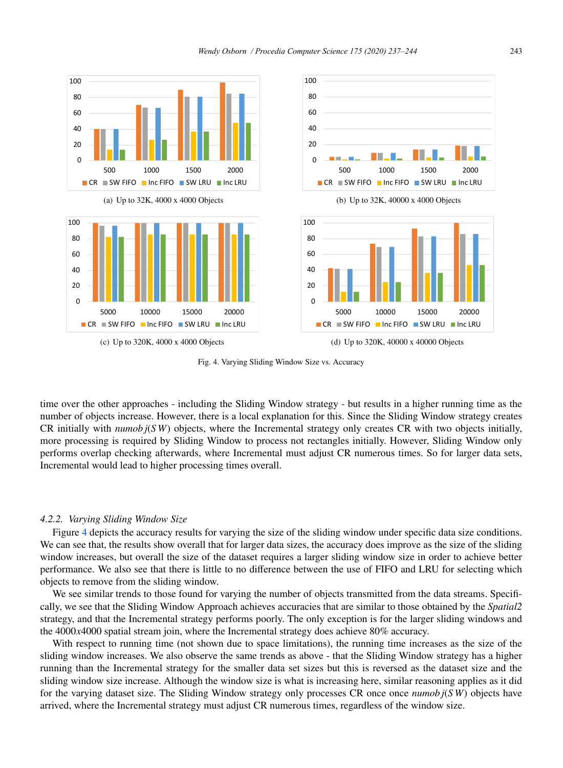(a) Up to 32K, 4000 x 4000 Objects

(b) Up to 32K, 40000 x 4000 Objects

(c) Up to 320K, 4000 x 4000 Objects

(d) Up to 320K, 40000 x 40000 Objects

Fig. 4. Varying Sliding Window Size vs. Accuracy

time over the other approaches - including the Sliding Window strategy - but results in a higher running time as the number of objects increase. However, there is a local explanation for this. Since the Sliding Window strategy creates CR initially with $numobj(SW)$ objects, where the Incremental strategy only creates CR with two objects initially, more processing is required by Sliding Window to process not rectangles initially. However, Sliding Window only performs overlap checking afterwards, where Incremental must adjust CR numerous times. So for larger data sets, Incremental would lead to higher processing times overall.

#### 4.2.2. *Varying Sliding Window Size*

Figure 4 depicts the accuracy results for varying the size of the sliding window under specific data size conditions. We can see that, the results show overall that for larger data sizes, the accuracy does improve as the size of the sliding window increases, but overall the size of the dataset requires a larger sliding window size in order to achieve better performance. We also see that there is little to no difference between the use of FIFO and LRU for selecting which objects to remove from the sliding window.

We see similar trends to those found for varying the number of objects transmitted from the data streams. Specifically, we see that the Sliding Window Approach achieves accuracies that are similar to those obtained by the *Spatial2* strategy, and that the Incremental strategy performs poorly. The only exception is for the larger sliding windows and the 4000$x$4000 spatial stream join, where the Incremental strategy does achieve 80% accuracy.

With respect to running time (not shown due to space limitations), the running time increases as the size of the sliding window increases. We also observe the same trends as above - that the Sliding Window strategy has a higher running than the Incremental strategy for the smaller data set sizes but this is reversed as the dataset size and the sliding window size increase. Although the window size is what is increasing here, similar reasoning applies as it did for the varying dataset size. The Sliding Window strategy only processes CR once once $numobj(SW)$ objects have arrived, where the Incremental strategy must adjust CR numerous times, regardless of the window size.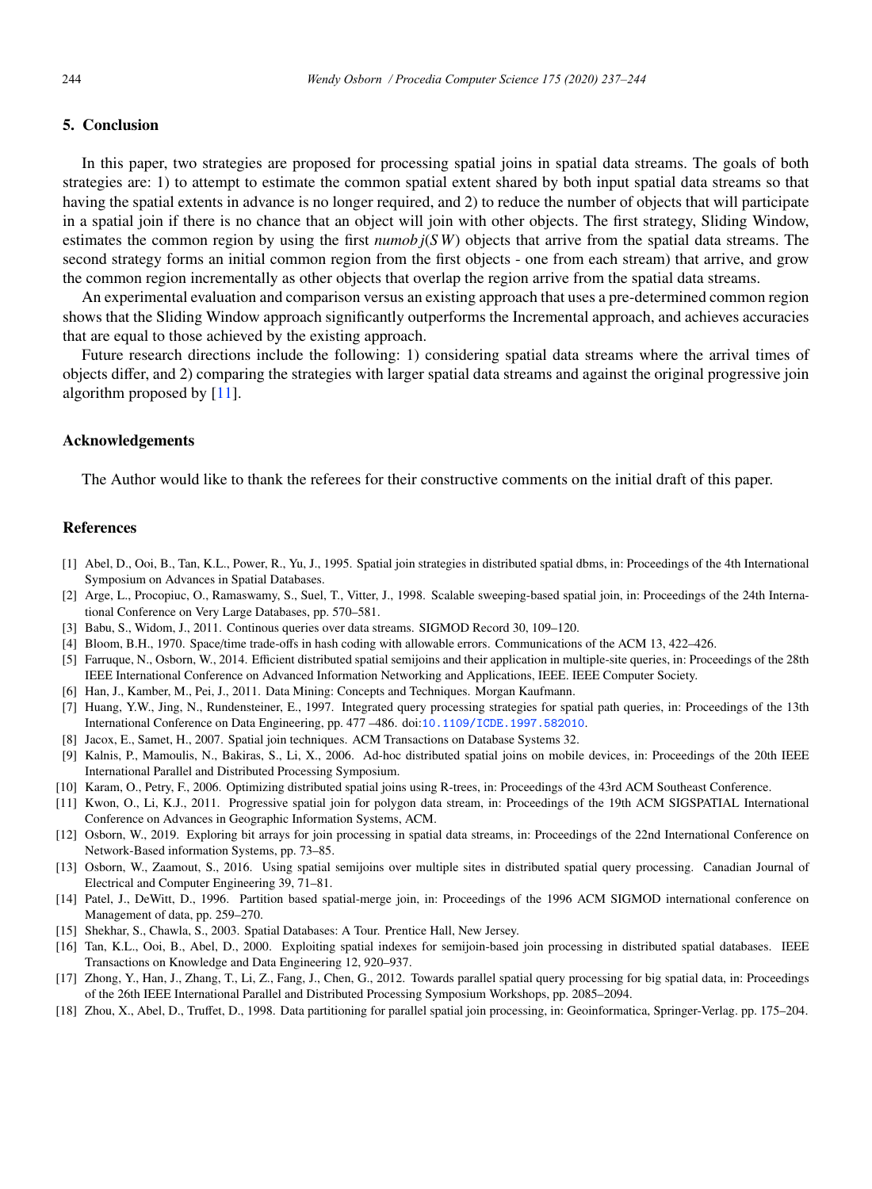## 5. Conclusion

In this paper, two strategies are proposed for processing spatial joins in spatial data streams. The goals of both strategies are: 1) to attempt to estimate the common spatial extent shared by both input spatial data streams so that having the spatial extents in advance is no longer required, and 2) to reduce the number of objects that will participate in a spatial join if there is no chance that an object will join with other objects. The first strategy, Sliding Window, estimates the common region by using the first $numobj(SW)$ objects that arrive from the spatial data streams. The second strategy forms an initial common region from the first objects - one from each stream) that arrive, and grow the common region incrementally as other objects that overlap the region arrive from the spatial data streams.

An experimental evaluation and comparison versus an existing approach that uses a pre-determined common region shows that the Sliding Window approach significantly outperforms the Incremental approach, and achieves accuracies that are equal to those achieved by the existing approach.

Future research directions include the following: 1) considering spatial data streams where the arrival times of objects differ, and 2) comparing the strategies with larger spatial data streams and against the original progressive join algorithm proposed by [11].

## Acknowledgements

The Author would like to thank the referees for their constructive comments on the initial draft of this paper.

## References

- [1] Abel, D., Ooi, B., Tan, K.L., Power, R., Yu, J., 1995. Spatial join strategies in distributed spatial dbms, in: Proceedings of the 4th International Symposium on Advances in Spatial Databases.
- [2] Arge, L., Procopiuc, O., Ramaswamy, S., Suel, T., Vitter, J., 1998. Scalable sweeping-based spatial join, in: Proceedings of the 24th International Conference on Very Large Databases, pp. 570–581.
- [3] Babu, S., Widom, J., 2011. Continous queries over data streams. SIGMOD Record 30, 109–120.
- [4] Bloom, B.H., 1970. Space/time trade-offs in hash coding with allowable errors. Communications of the ACM 13, 422–426.
- [5] Farruque, N., Osborn, W., 2014. Efficient distributed spatial semijoins and their application in multiple-site queries, in: Proceedings of the 28th IEEE International Conference on Advanced Information Networking and Applications, IEEE. IEEE Computer Society.
- [6] Han, J., Kamber, M., Pei, J., 2011. Data Mining: Concepts and Techniques. Morgan Kaufmann.
- [7] Huang, Y.W., Jing, N., Rundensteiner, E., 1997. Integrated query processing strategies for spatial path queries, in: Proceedings of the 13th International Conference on Data Engineering, pp. 477 –486. doi:10.1109/ICDE.1997.582010.
- [8] Jacox, E., Samet, H., 2007. Spatial join techniques. ACM Transactions on Database Systems 32.
- [9] Kalnis, P., Mamoulis, N., Bakiras, S., Li, X., 2006. Ad-hoc distributed spatial joins on mobile devices, in: Proceedings of the 20th IEEE International Parallel and Distributed Processing Symposium.
- [10] Karam, O., Petry, F., 2006. Optimizing distributed spatial joins using R-trees, in: Proceedings of the 43rd ACM Southeast Conference.
- [11] Kwon, O., Li, K.J., 2011. Progressive spatial join for polygon data stream, in: Proceedings of the 19th ACM SIGSPATIAL International Conference on Advances in Geographic Information Systems, ACM.
- [12] Osborn, W., 2019. Exploring bit arrays for join processing in spatial data streams, in: Proceedings of the 22nd International Conference on Network-Based information Systems, pp. 73–85.
- [13] Osborn, W., Zaamout, S., 2016. Using spatial semijoins over multiple sites in distributed spatial query processing. Canadian Journal of Electrical and Computer Engineering 39, 71–81.
- [14] Patel, J., DeWitt, D., 1996. Partition based spatial-merge join, in: Proceedings of the 1996 ACM SIGMOD international conference on Management of data, pp. 259–270.
- [15] Shekhar, S., Chawla, S., 2003. Spatial Databases: A Tour. Prentice Hall, New Jersey.
- [16] Tan, K.L., Ooi, B., Abel, D., 2000. Exploiting spatial indexes for semijoin-based join processing in distributed spatial databases. IEEE Transactions on Knowledge and Data Engineering 12, 920–937.
- [17] Zhong, Y., Han, J., Zhang, T., Li, Z., Fang, J., Chen, G., 2012. Towards parallel spatial query processing for big spatial data, in: Proceedings of the 26th IEEE International Parallel and Distributed Processing Symposium Workshops, pp. 2085–2094.
- [18] Zhou, X., Abel, D., Truffet, D., 1998. Data partitioning for parallel spatial join processing, in: Geoinformatica, Springer-Verlag. pp. 175–204.